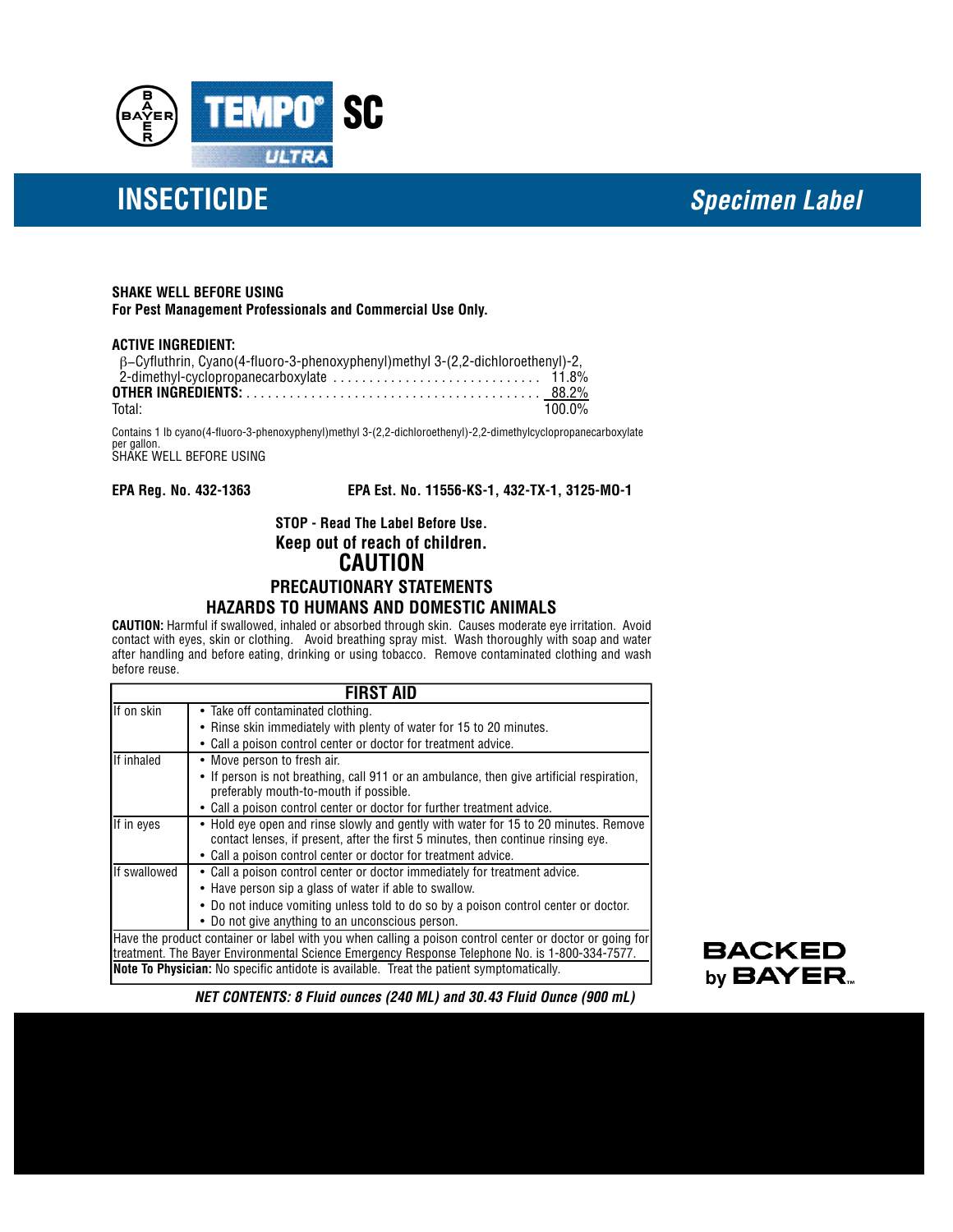BAYER

# TEMPO® SC ULTRA

## INSECTICIDE

*Specimen Label*

**SHAKE WELL BEFORE USING**
**For Pest Management Professionals and Commercial Use Only.**

**ACTIVE INGREDIENT:**

| | |
|---|---|
| β–Cyfluthrin, Cyano(4-fluoro-3-phenoxyphenyl)methyl 3-(2,2-dichloroethenyl)-2, 2-dimethyl-cyclopropanecarboxylate | 11.8% |
| **OTHER INGREDIENTS:** | 88.2% |
| Total: | 100.0% |

Contains 1 lb cyano(4-fluoro-3-phenoxyphenyl)methyl 3-(2,2-dichloroethenyl)-2,2-dimethylcyclopropanecarboxylate per gallon.
SHAKE WELL BEFORE USING

**EPA Reg. No. 432-1363** **EPA Est. No. 11556-KS-1, 432-TX-1, 3125-MO-1**

**STOP - Read The Label Before Use.**
**Keep out of reach of children.**

## CAUTION

## PRECAUTIONARY STATEMENTS

## HAZARDS TO HUMANS AND DOMESTIC ANIMALS

**CAUTION:** Harmful if swallowed, inhaled or absorbed through skin. Causes moderate eye irritation. Avoid contact with eyes, skin or clothing. Avoid breathing spray mist. Wash thoroughly with soap and water after handling and before eating, drinking or using tobacco. Remove contaminated clothing and wash before reuse.

| FIRST AID | |
|---|---|
| If on skin | • Take off contaminated clothing.<br>• Rinse skin immediately with plenty of water for 15 to 20 minutes.<br>• Call a poison control center or doctor for treatment advice. |
| If inhaled | • Move person to fresh air.<br>• If person is not breathing, call 911 or an ambulance, then give artificial respiration, preferably mouth-to-mouth if possible.<br>• Call a poison control center or doctor for further treatment advice. |
| If in eyes | • Hold eye open and rinse slowly and gently with water for 15 to 20 minutes. Remove contact lenses, if present, after the first 5 minutes, then continue rinsing eye.<br>• Call a poison control center or doctor for treatment advice. |
| If swallowed | • Call a poison control center or doctor immediately for treatment advice.<br>• Have person sip a glass of water if able to swallow.<br>• Do not induce vomiting unless told to do so by a poison control center or doctor.<br>• Do not give anything to an unconscious person. |
| Have the product container or label with you when calling a poison control center or doctor or going for treatment. The Bayer Environmental Science Emergency Response Telephone No. is 1-800-334-7577. | |
| **Note To Physician:** No specific antidote is available. Treat the patient symptomatically. | |

***NET CONTENTS: 8 Fluid ounces (240 ML) and 30.43 Fluid Ounce (900 mL)***

**BACKED by BAYER™**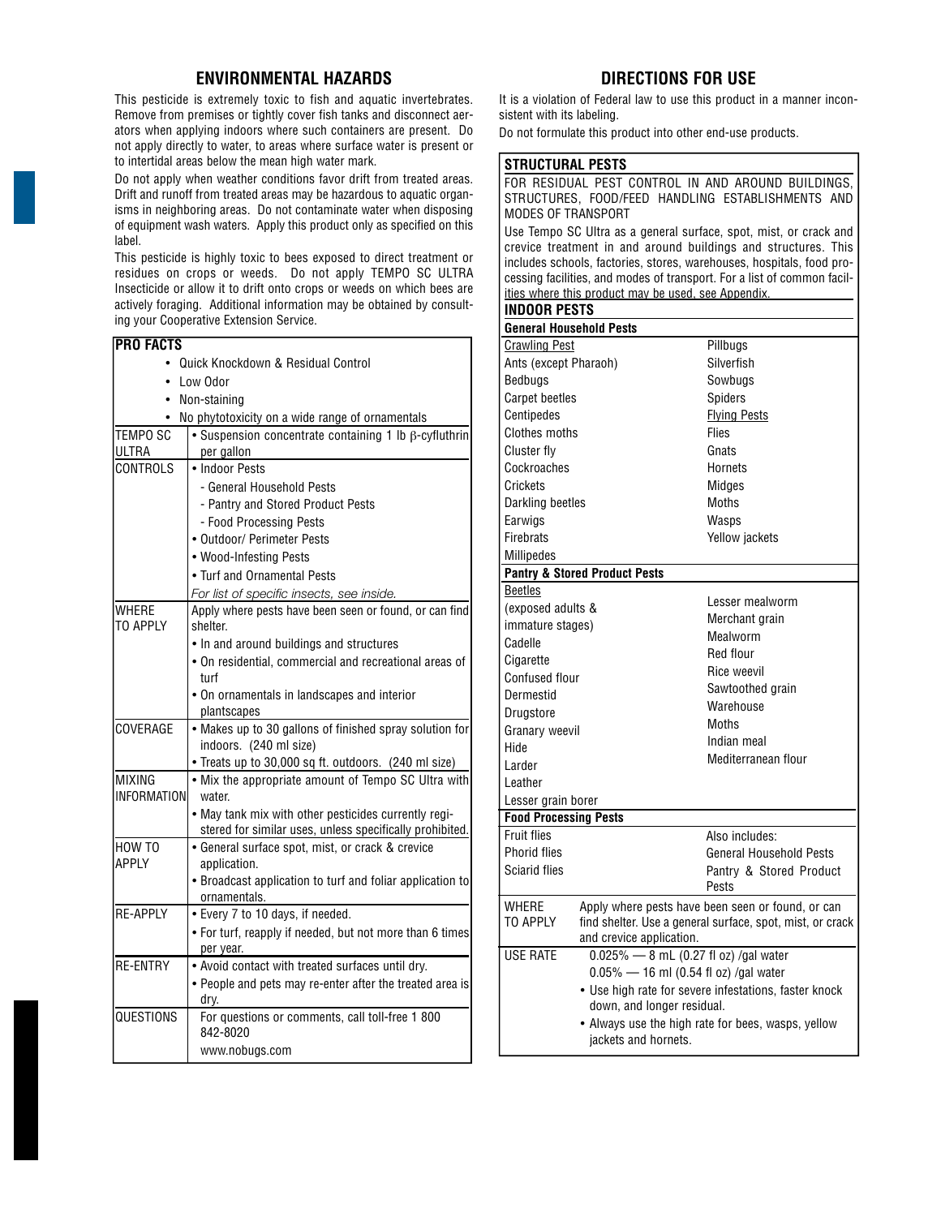## ENVIRONMENTAL HAZARDS

This pesticide is extremely toxic to fish and aquatic invertebrates. Remove from premises or tightly cover fish tanks and disconnect aerators when applying indoors where such containers are present. Do not apply directly to water, to areas where surface water is present or to intertidal areas below the mean high water mark.

Do not apply when weather conditions favor drift from treated areas. Drift and runoff from treated areas may be hazardous to aquatic organisms in neighboring areas. Do not contaminate water when disposing of equipment wash waters. Apply this product only as specified on this label.

This pesticide is highly toxic to bees exposed to direct treatment or residues on crops or weeds. Do not apply TEMPO SC ULTRA Insecticide or allow it to drift onto crops or weeds on which bees are actively foraging. Additional information may be obtained by consulting your Cooperative Extension Service.

| PRO FACTS | |
|---|---|
| | • Quick Knockdown & Residual Control<br>• Low Odor<br>• Non-staining<br>• No phytotoxicity on a wide range of ornamentals |
| TEMPO SC ULTRA | • Suspension concentrate containing 1 lb β-cyfluthrin per gallon |
| CONTROLS | • Indoor Pests<br>- General Household Pests<br>- Pantry and Stored Product Pests<br>- Food Processing Pests<br>• Outdoor/ Perimeter Pests<br>• Wood-Infesting Pests<br>• Turf and Ornamental Pests<br>*For list of specific insects, see inside.* |
| WHERE TO APPLY | Apply where pests have been seen or found, or can find shelter.<br>• In and around buildings and structures<br>• On residential, commercial and recreational areas of turf<br>• On ornamentals in landscapes and interior plantscapes |
| COVERAGE | • Makes up to 30 gallons of finished spray solution for indoors. (240 ml size)<br>• Treats up to 30,000 sq ft. outdoors. (240 ml size) |
| MIXING INFORMATION | • Mix the appropriate amount of Tempo SC Ultra with water.<br>• May tank mix with other pesticides currently registered for similar uses, unless specifically prohibited. |
| HOW TO APPLY | • General surface spot, mist, or crack & crevice application.<br>• Broadcast application to turf and foliar application to ornamentals. |
| RE-APPLY | • Every 7 to 10 days, if needed.<br>• For turf, reapply if needed, but not more than 6 times per year. |
| RE-ENTRY | • Avoid contact with treated surfaces until dry.<br>• People and pets may re-enter after the treated area is dry. |
| QUESTIONS | For questions or comments, call toll-free 1 800 842-8020<br>www.nobugs.com |

## DIRECTIONS FOR USE

It is a violation of Federal law to use this product in a manner inconsistent with its labeling.

Do not formulate this product into other end-use products.

### STRUCTURAL PESTS

FOR RESIDUAL PEST CONTROL IN AND AROUND BUILDINGS, STRUCTURES, FOOD/FEED HANDLING ESTABLISHMENTS AND MODES OF TRANSPORT

Use Tempo SC Ultra as a general surface, spot, mist, or crack and crevice treatment in and around buildings and structures. This includes schools, factories, stores, warehouses, hospitals, food processing facilities, and modes of transport. For a list of common facilities where this product may be used, see Appendix.

### INDOOR PESTS

**General Household Pests**

| | |
|---|---|
| Crawling Pest | Pillbugs |
| Ants (except Pharaoh) | Silverfish |
| Bedbugs | Sowbugs |
| Carpet beetles | Spiders |
| Centipedes | Flying Pests |
| Clothes moths | Flies |
| Cluster fly | Gnats |
| Cockroaches | Hornets |
| Crickets | Midges |
| Darkling beetles | Moths |
| Earwigs | Wasps |
| Firebrats | Yellow jackets |
| Millipedes | |

**Pantry & Stored Product Pests**

| | |
|---|---|
| Beetles | |
| (exposed adults & immature stages) | Lesser mealworm |
| Cadelle | Merchant grain |
| Cigarette | Mealworm |
| Confused flour | Red flour |
| Dermestid | Rice weevil |
| Drugstore | Sawtoothed grain |
| Granary weevil | Warehouse |
| Hide | Moths |
| Larder | Indian meal |
| Leather | Mediterranean flour |
| Lesser grain borer | |

**Food Processing Pests**

| | |
|---|---|
| Fruit flies | Also includes: |
| Phorid flies | General Household Pests |
| Sciarid flies | Pantry & Stored Product Pests |

| | |
|---|---|
| WHERE TO APPLY | Apply where pests have been seen or found, or can find shelter. Use a general surface, spot, mist, or crack and crevice application. |
| USE RATE | 0.025% — 8 mL (0.27 fl oz) /gal water<br>0.05% — 16 ml (0.54 fl oz) /gal water<br>• Use high rate for severe infestations, faster knock down, and longer residual.<br>• Always use the high rate for bees, wasps, yellow jackets and hornets. |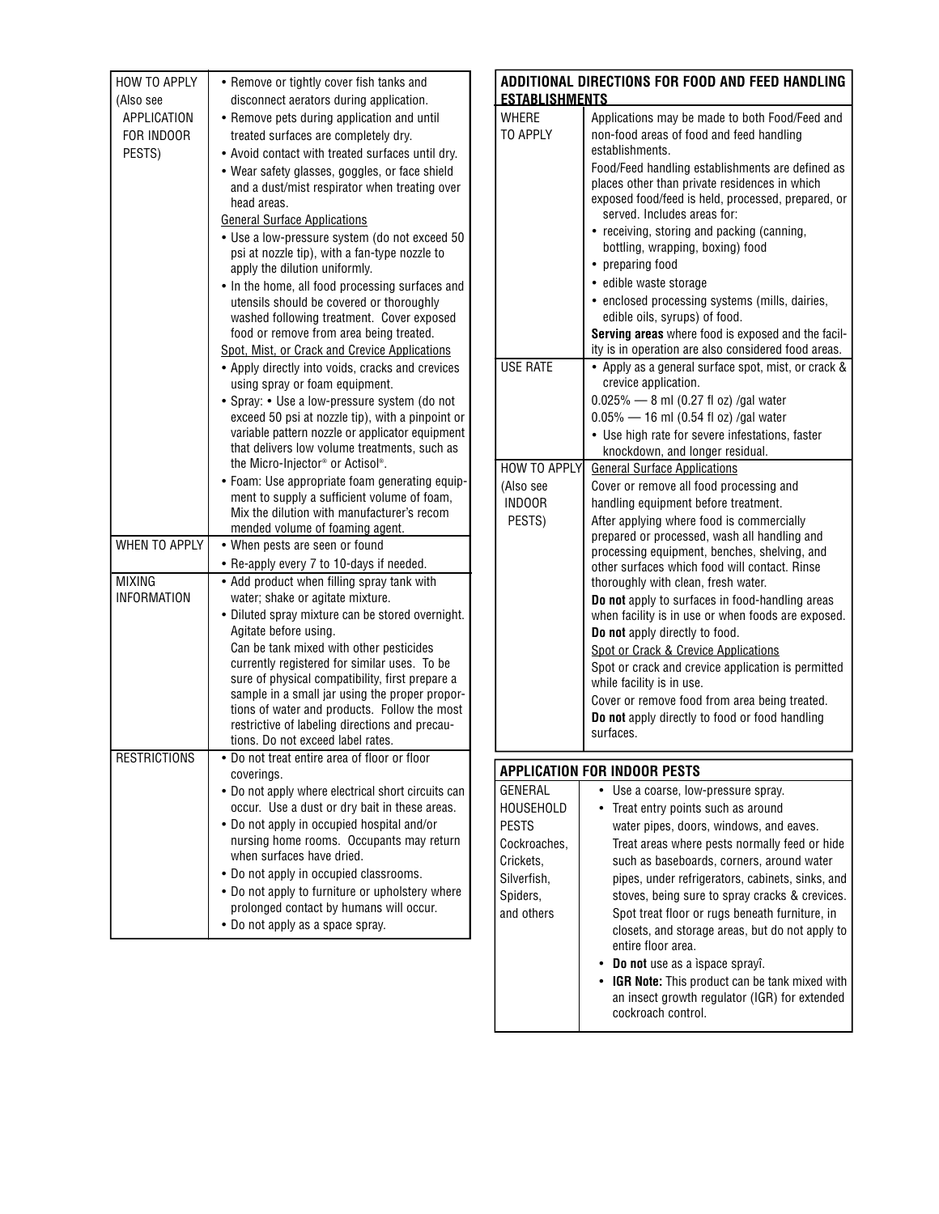| | |
|---|---|
| HOW TO APPLY (Also see APPLICATION FOR INDOOR PESTS) | • Remove or tightly cover fish tanks and disconnect aerators during application.<br>• Remove pets during application and until treated surfaces are completely dry.<br>• Avoid contact with treated surfaces until dry.<br>• Wear safety glasses, goggles, or face shield and a dust/mist respirator when treating over head areas.<br><u>General Surface Applications</u><br>• Use a low-pressure system (do not exceed 50 psi at nozzle tip), with a fan-type nozzle to apply the dilution uniformly.<br>• In the home, all food processing surfaces and utensils should be covered or thoroughly washed following treatment. Cover exposed food or remove from area being treated.<br><u>Spot, Mist, or Crack and Crevice Applications</u><br>• Apply directly into voids, cracks and crevices using spray or foam equipment.<br>• Spray: • Use a low-pressure system (do not exceed 50 psi at nozzle tip), with a pinpoint or variable pattern nozzle or applicator equipment that delivers low volume treatments, such as the Micro-Injector® or Actisol®.<br>• Foam: Use appropriate foam generating equipment to supply a sufficient volume of foam, Mix the dilution with manufacturer's recom mended volume of foaming agent. |
| WHEN TO APPLY | • When pests are seen or found<br>• Re-apply every 7 to 10-days if needed. |
| MIXING INFORMATION | • Add product when filling spray tank with water; shake or agitate mixture.<br>• Diluted spray mixture can be stored overnight. Agitate before using.<br>Can be tank mixed with other pesticides currently registered for similar uses. To be sure of physical compatibility, first prepare a sample in a small jar using the proper proportions of water and products. Follow the most restrictive of labeling directions and precautions. Do not exceed label rates. |
| RESTRICTIONS | • Do not treat entire area of floor or floor coverings.<br>• Do not apply where electrical short circuits can occur. Use a dust or dry bait in these areas.<br>• Do not apply in occupied hospital and/or nursing home rooms. Occupants may return when surfaces have dried.<br>• Do not apply in occupied classrooms.<br>• Do not apply to furniture or upholstery where prolonged contact by humans will occur.<br>• Do not apply as a space spray. |

## ADDITIONAL DIRECTIONS FOR FOOD AND FEED HANDLING ESTABLISHMENTS

| | |
|---|---|
| WHERE TO APPLY | Applications may be made to both Food/Feed and non-food areas of food and feed handling establishments.<br>Food/Feed handling establishments are defined as places other than private residences in which exposed food/feed is held, processed, prepared, or served. Includes areas for:<br>• receiving, storing and packing (canning, bottling, wrapping, boxing) food<br>• preparing food<br>• edible waste storage<br>• enclosed processing systems (mills, dairies, edible oils, syrups) of food.<br>**Serving areas** where food is exposed and the facility is in operation are also considered food areas. |
| USE RATE | • Apply as a general surface spot, mist, or crack & crevice application.<br>0.025% — 8 ml (0.27 fl oz) /gal water<br>0.05% — 16 ml (0.54 fl oz) /gal water<br>• Use high rate for severe infestations, faster knockdown, and longer residual. |
| HOW TO APPLY (Also see INDOOR PESTS) | <u>General Surface Applications</u><br>Cover or remove all food processing and handling equipment before treatment.<br>After applying where food is commercially prepared or processed, wash all handling and processing equipment, benches, shelving, and other surfaces which food will contact. Rinse thoroughly with clean, fresh water.<br>**Do not** apply to surfaces in food-handling areas when facility is in use or when foods are exposed.<br>**Do not** apply directly to food.<br><u>Spot or Crack & Crevice Applications</u><br>Spot or crack and crevice application is permitted while facility is in use.<br>Cover or remove food from area being treated.<br>**Do not** apply directly to food or food handling surfaces. |

## APPLICATION FOR INDOOR PESTS

| | |
|---|---|
| GENERAL HOUSEHOLD PESTS<br>Cockroaches, Crickets, Silverfish, Spiders, and others | • Use a coarse, low-pressure spray.<br>• Treat entry points such as around water pipes, doors, windows, and eaves. Treat areas where pests normally feed or hide such as baseboards, corners, around water pipes, under refrigerators, cabinets, sinks, and stoves, being sure to spray cracks & crevices. Spot treat floor or rugs beneath furniture, in closets, and storage areas, but do not apply to entire floor area.<br>• **Do not** use as a ìspace sprayî.<br>• **IGR Note:** This product can be tank mixed with an insect growth regulator (IGR) for extended cockroach control. |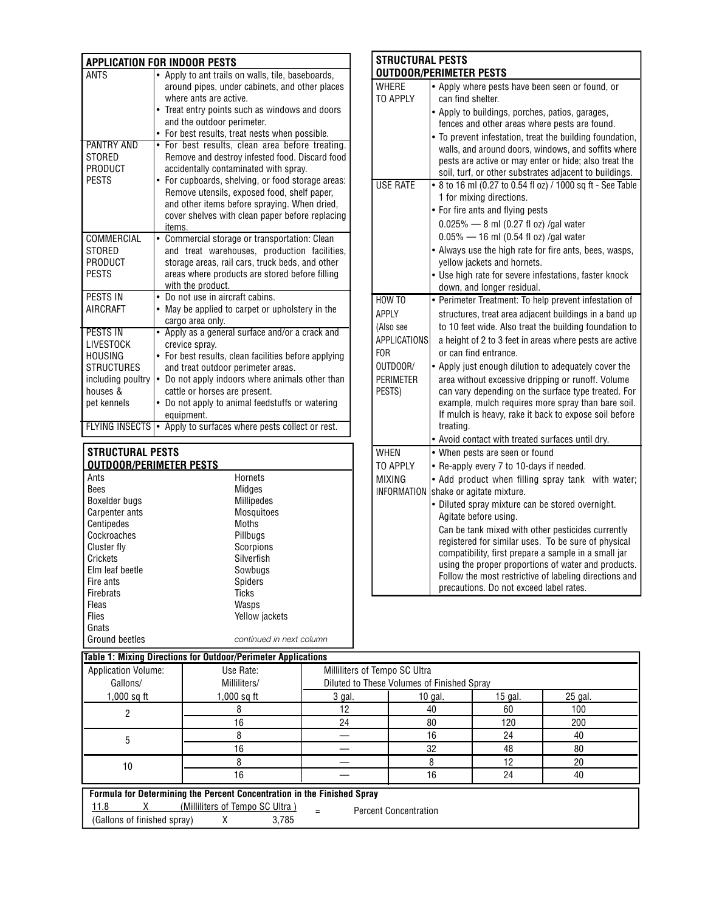## APPLICATION FOR INDOOR PESTS

| | |
|---|---|
| ANTS | • Apply to ant trails on walls, tile, baseboards, around pipes, under cabinets, and other places where ants are active.<br>• Treat entry points such as windows and doors and the outdoor perimeter.<br>• For best results, treat nests when possible. |
| PANTRY AND STORED PRODUCT PESTS | • For best results, clean area before treating. Remove and destroy infested food. Discard food accidentally contaminated with spray.<br>• For cupboards, shelving, or food storage areas: Remove utensils, exposed food, shelf paper, and other items before spraying. When dried, cover shelves with clean paper before replacing items. |
| COMMERCIAL STORED PRODUCT PESTS | • Commercial storage or transportation: Clean and treat warehouses, production facilities, storage areas, rail cars, truck beds, and other areas where products are stored before filling with the product. |
| PESTS IN AIRCRAFT | • Do not use in aircraft cabins.<br>• May be applied to carpet or upholstery in the cargo area only. |
| PESTS IN LIVESTOCK HOUSING STRUCTURES including poultry houses & pet kennels | • Apply as a general surface and/or a crack and crevice spray.<br>• For best results, clean facilities before applying and treat outdoor perimeter areas.<br>• Do not apply indoors where animals other than cattle or horses are present.<br>• Do not apply to animal feedstuffs or watering equipment. |
| FLYING INSECTS | • Apply to surfaces where pests collect or rest. |

## STRUCTURAL PESTS
## OUTDOOR/PERIMETER PESTS

| | |
|---|---|
| Ants | Hornets |
| Bees | Midges |
| Boxelder bugs | Millipedes |
| Carpenter ants | Mosquitoes |
| Centipedes | Moths |
| Cockroaches | Pillbugs |
| Cluster fly | Scorpions |
| Crickets | Silverfish |
| Elm leaf beetle | Sowbugs |
| Fire ants | Spiders |
| Firebrats | Ticks |
| Fleas | Wasps |
| Flies | Yellow jackets |
| Gnats | |
| Ground beetles | *continued in next column* |

## STRUCTURAL PESTS
## OUTDOOR/PERIMETER PESTS

| | |
|---|---|
| WHERE TO APPLY | • Apply where pests have been seen or found, or can find shelter.<br>• Apply to buildings, porches, patios, garages, fences and other areas where pests are found.<br>• To prevent infestation, treat the building foundation, walls, and around doors, windows, and soffits where pests are active or may enter or hide; also treat the soil, turf, or other substrates adjacent to buildings. |
| USE RATE | • 8 to 16 ml (0.27 to 0.54 fl oz) / 1000 sq ft - See Table 1 for mixing directions.<br>• For fire ants and flying pests<br>0.025% — 8 ml (0.27 fl oz) /gal water<br>0.05% — 16 ml (0.54 fl oz) /gal water<br>• Always use the high rate for fire ants, bees, wasps, yellow jackets and hornets.<br>• Use high rate for severe infestations, faster knock down, and longer residual. |
| HOW TO APPLY (Also see APPLICATIONS FOR OUTDOOR/ PERIMETER PESTS) | • Perimeter Treatment: To help prevent infestation of structures, treat area adjacent buildings in a band up to 10 feet wide. Also treat the building foundation to a height of 2 to 3 feet in areas where pests are active or can find entrance.<br>• Apply just enough dilution to adequately cover the area without excessive dripping or runoff. Volume can vary depending on the surface type treated. For example, mulch requires more spray than bare soil. If mulch is heavy, rake it back to expose soil before treating.<br>• Avoid contact with treated surfaces until dry. |
| WHEN TO APPLY | • When pests are seen or found<br>• Re-apply every 7 to 10-days if needed. |
| MIXING INFORMATION | • Add product when filling spray tank with water; shake or agitate mixture.<br>• Diluted spray mixture can be stored overnight. Agitate before using.<br>Can be tank mixed with other pesticides currently registered for similar uses. To be sure of physical compatibility, first prepare a sample in a small jar using the proper proportions of water and products. Follow the most restrictive of labeling directions and precautions. Do not exceed label rates. |

**Table 1: Mixing Directions for Outdoor/Perimeter Applications**

| Application Volume: Gallons/ 1,000 sq ft | Use Rate: Milliliters/ 1,000 sq ft | Milliliters of Tempo SC Ultra Diluted to These Volumes of Finished Spray | | | |
|---|---|---|---|---|---|
| | | 3 gal. | 10 gal. | 15 gal. | 25 gal. |
| 2 | 8 | 12 | 40 | 60 | 100 |
| | 16 | 24 | 80 | 120 | 200 |
| 5 | 8 | — | 16 | 24 | 40 |
| | 16 | — | 32 | 48 | 80 |
| 10 | 8 | — | 8 | 12 | 20 |
| | 16 | — | 16 | 24 | 40 |

**Formula for Determining the Percent Concentration in the Finished Spray**

$$\frac{11.8 \times \text{(Milliliters of Tempo SC Ultra)}}{\text{(Gallons of finished spray)} \times 3{,}785} = \text{Percent Concentration}$$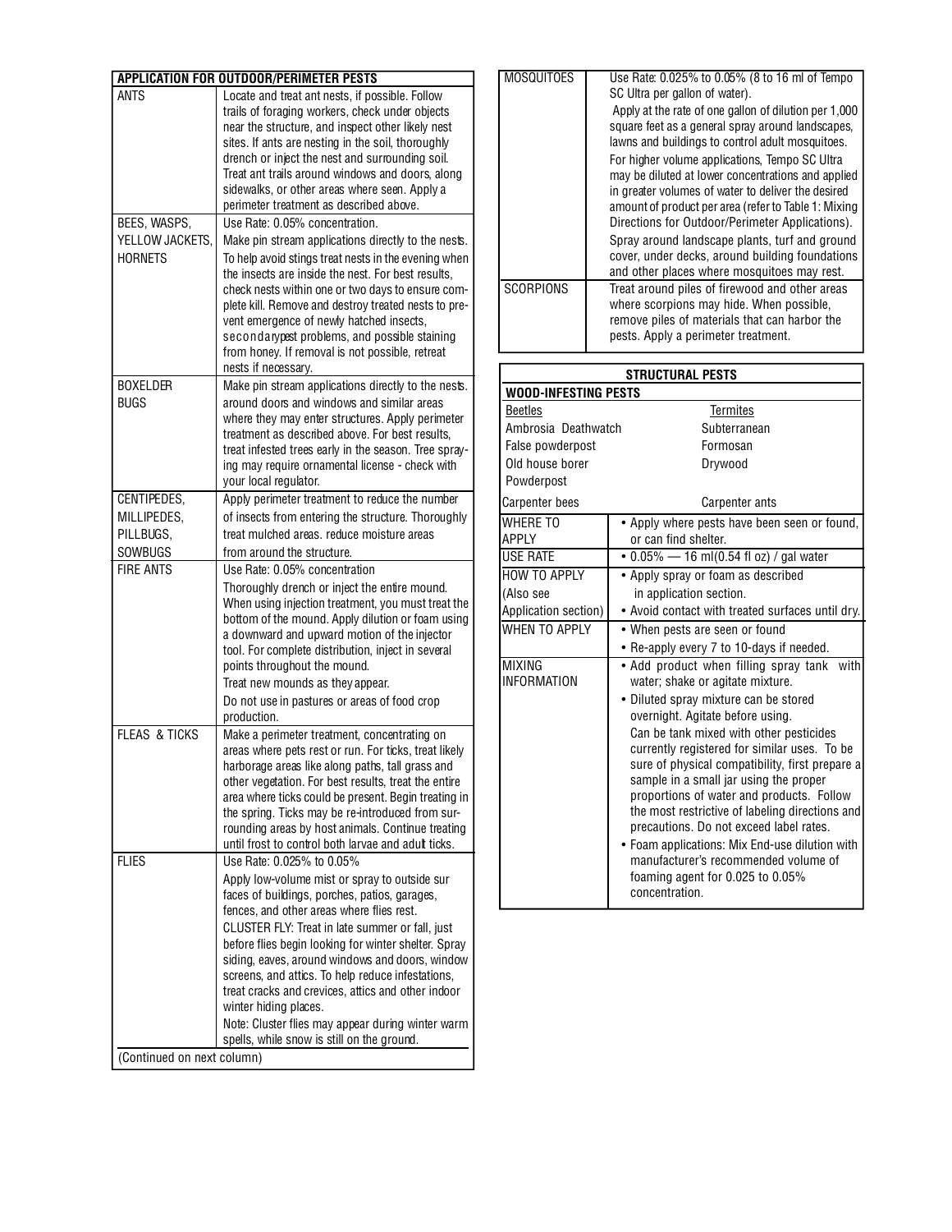| APPLICATION FOR OUTDOOR/PERIMETER PESTS | |
|---|---|
| ANTS | Locate and treat ant nests, if possible. Follow trails of foraging workers, check under objects near the structure, and inspect other likely nest sites. If ants are nesting in the soil, thoroughly drench or inject the nest and surrounding soil. Treat ant trails around windows and doors, along sidewalks, or other areas where seen. Apply a perimeter treatment as described above. |
| BEES, WASPS, YELLOW JACKETS, HORNETS | Use Rate: 0.05% concentration. Make pin stream applications directly to the nests. To help avoid stings treat nests in the evening when the insects are inside the nest. For best results, check nests within one or two days to ensure complete kill. Remove and destroy treated nests to prevent emergence of newly hatched insects, secondary pest problems, and possible staining from honey. If removal is not possible, retreat nests if necessary. |
| BOXELDER BUGS | Make pin stream applications directly to the nests. around doors and windows and similar areas where they may enter structures. Apply perimeter treatment as described above. For best results, treat infested trees early in the season. Tree spraying may require ornamental license - check with your local regulator. |
| CENTIPEDES, MILLIPEDES, PILLBUGS, SOWBUGS | Apply perimeter treatment to reduce the number of insects from entering the structure. Thoroughly treat mulched areas. reduce moisture areas from around the structure. |
| FIRE ANTS | Use Rate: 0.05% concentration Thoroughly drench or inject the entire mound. When using injection treatment, you must treat the bottom of the mound. Apply dilution or foam using a downward and upward motion of the injector tool. For complete distribution, inject in several points throughout the mound. Treat new mounds as they appear. Do not use in pastures or areas of food crop production. |
| FLEAS & TICKS | Make a perimeter treatment, concentrating on areas where pets rest or run. For ticks, treat likely harborage areas like along paths, tall grass and other vegetation. For best results, treat the entire area where ticks could be present. Begin treating in the spring. Ticks may be re-introduced from surrounding areas by host animals. Continue treating until frost to control both larvae and adult ticks. |
| FLIES | Use Rate: 0.025% to 0.05% Apply low-volume mist or spray to outside surfaces of buildings, porches, patios, garages, fences, and other areas where flies rest. CLUSTER FLY: Treat in late summer or fall, just before flies begin looking for winter shelter. Spray siding, eaves, around windows and doors, window screens, and attics. To help reduce infestations, treat cracks and crevices, attics and other indoor winter hiding places. Note: Cluster flies may appear during winter warm spells, while snow is still on the ground. |
| MOSQUITOES | Use Rate: 0.025% to 0.05% (8 to 16 ml of Tempo SC Ultra per gallon of water). Apply at the rate of one gallon of dilution per 1,000 square feet as a general spray around landscapes, lawns and buildings to control adult mosquitoes. For higher volume applications, Tempo SC Ultra may be diluted at lower concentrations and applied in greater volumes of water to deliver the desired amount of product per area (refer to Table 1: Mixing Directions for Outdoor/Perimeter Applications). Spray around landscape plants, turf and ground cover, under decks, around building foundations and other places where mosquitoes may rest. |
| SCORPIONS | Treat around piles of firewood and other areas where scorpions may hide. When possible, remove piles of materials that can harbor the pests. Apply a perimeter treatment. |

| STRUCTURAL PESTS | |
|---|---|
| **WOOD-INFESTING PESTS** | |
| Beetles | Termites |
| Ambrosia Deathwatch | Subterranean |
| False powderpost | Formosan |
| Old house borer | Drywood |
| Powderpost | |
| Carpenter bees | Carpenter ants |
| WHERE TO APPLY | • Apply where pests have been seen or found, or can find shelter. |
| USE RATE | • 0.05% — 16 ml(0.54 fl oz) / gal water |
| HOW TO APPLY (Also see Application section) | • Apply spray or foam as described in application section.<br>• Avoid contact with treated surfaces until dry. |
| WHEN TO APPLY | • When pests are seen or found<br>• Re-apply every 7 to 10-days if needed. |
| MIXING INFORMATION | • Add product when filling spray tank with water; shake or agitate mixture.<br>• Diluted spray mixture can be stored overnight. Agitate before using. Can be tank mixed with other pesticides currently registered for similar uses. To be sure of physical compatibility, first prepare a sample in a small jar using the proper proportions of water and products. Follow the most restrictive of labeling directions and precautions. Do not exceed label rates.<br>• Foam applications: Mix End-use dilution with manufacturer's recommended volume of foaming agent for 0.025 to 0.05% concentration. |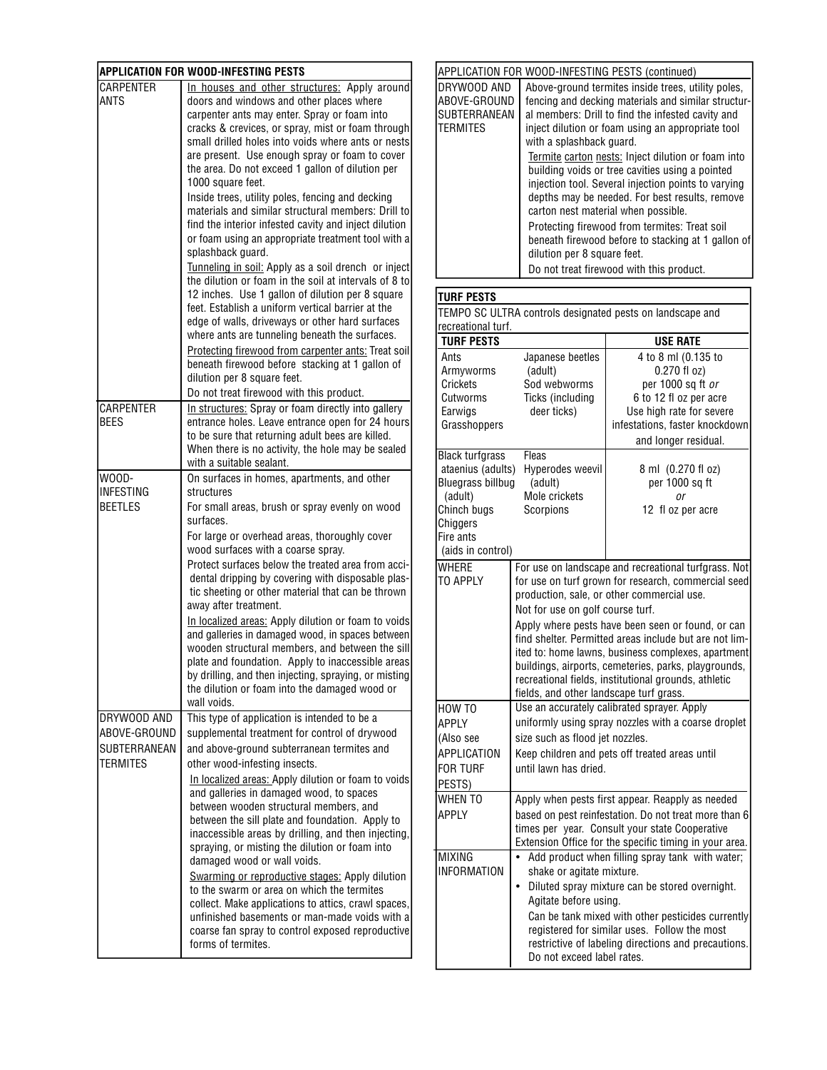## APPLICATION FOR WOOD-INFESTING PESTS

| APPLICATION FOR WOOD-INFESTING PESTS | |
|---|---|
| CARPENTER ANTS | In houses and other structures: Apply around doors and windows and other places where carpenter ants may enter. Spray or foam into cracks & crevices, or spray, mist or foam through small drilled holes into voids where ants or nests are present. Use enough spray or foam to cover the area. Do not exceed 1 gallon of dilution per 1000 square feet.<br>Inside trees, utility poles, fencing and decking materials and similar structural members: Drill to find the interior infested cavity and inject dilution or foam using an appropriate treatment tool with a splashback guard.<br>Tunneling in soil: Apply as a soil drench or inject the dilution or foam in the soil at intervals of 8 to 12 inches. Use 1 gallon of dilution per 8 square feet. Establish a uniform vertical barrier at the edge of walls, driveways or other hard surfaces where ants are tunneling beneath the surfaces.<br>Protecting firewood from carpenter ants: Treat soil beneath firewood before stacking at 1 gallon of dilution per 8 square feet.<br>Do not treat firewood with this product. |
| CARPENTER BEES | In structures: Spray or foam directly into gallery entrance holes. Leave entrance open for 24 hours to be sure that returning adult bees are killed. When there is no activity, the hole may be sealed with a suitable sealant. |
| WOOD-INFESTING BEETLES | On surfaces in homes, apartments, and other structures<br>For small areas, brush or spray evenly on wood surfaces.<br>For large or overhead areas, thoroughly cover wood surfaces with a coarse spray.<br>Protect surfaces below the treated area from accidental dripping by covering with disposable plastic sheeting or other material that can be thrown away after treatment.<br>In localized areas: Apply dilution or foam to voids and galleries in damaged wood, in spaces between wooden structural members, and between the sill plate and foundation. Apply to inaccessible areas by drilling, and then injecting, spraying, or misting the dilution or foam into the damaged wood or wall voids. |
| DRYWOOD AND ABOVE-GROUND SUBTERRANEAN TERMITES | This type of application is intended to be a supplemental treatment for control of drywood and above-ground subterranean termites and other wood-infesting insects.<br>In localized areas: Apply dilution or foam to voids and galleries in damaged wood, to spaces between wooden structural members, and between the sill plate and foundation. Apply to inaccessible areas by drilling, and then injecting, spraying, or misting the dilution or foam into damaged wood or wall voids.<br>Swarming or reproductive stages: Apply dilution to the swarm or area on which the termites collect. Make applications to attics, crawl spaces, unfinished basements or man-made voids with a coarse fan spray to control exposed reproductive forms of termites. |

| APPLICATION FOR WOOD-INFESTING PESTS (continued) | |
|---|---|
| DRYWOOD AND ABOVE-GROUND SUBTERRANEAN TERMITES | Above-ground termites inside trees, utility poles, fencing and decking materials and similar structural members: Drill to find the infested cavity and inject dilution or foam using an appropriate tool with a splashback guard.<br>Termite carton nests: Inject dilution or foam into building voids or tree cavities using a pointed injection tool. Several injection points to varying depths may be needed. For best results, remove carton nest material when possible.<br>Protecting firewood from termites: Treat soil beneath firewood before stacking at 1 gallon of dilution per 8 square feet.<br>Do not treat firewood with this product. |

## TURF PESTS

TEMPO SC ULTRA controls designated pests on landscape and recreational turf.

| TURF PESTS | | USE RATE |
|---|---|---|
| Ants<br>Armyworms<br>Crickets<br>Cutworms<br>Earwigs<br>Grasshoppers | Japanese beetles (adult)<br>Sod webworms<br>Ticks (including deer ticks) | 4 to 8 ml (0.135 to 0.270 fl oz) per 1000 sq ft *or* 6 to 12 fl oz per acre<br>Use high rate for severe infestations, faster knockdown and longer residual. |
| Black turfgrass ataenius (adults)<br>Bluegrass billbug (adult)<br>Chinch bugs<br>Chiggers<br>Fire ants (aids in control) | Fleas<br>Hyperodes weevil (adult)<br>Mole crickets<br>Scorpions | 8 ml (0.270 fl oz) per 1000 sq ft *or* 12 fl oz per acre |

| | |
|---|---|
| WHERE TO APPLY | For use on landscape and recreational turfgrass. Not for use on turf grown for research, commercial seed production, sale, or other commercial use.<br>Not for use on golf course turf.<br>Apply where pests have been seen or found, or can find shelter. Permitted areas include but are not limited to: home lawns, business complexes, apartment buildings, airports, cemeteries, parks, playgrounds, recreational fields, institutional grounds, athletic fields, and other landscape turf grass. |
| HOW TO APPLY (Also see APPLICATION FOR TURF PESTS) | Use an accurately calibrated sprayer. Apply uniformly using spray nozzles with a coarse droplet size such as flood jet nozzles.<br>Keep children and pets off treated areas until until lawn has dried. |
| WHEN TO APPLY | Apply when pests first appear. Reapply as needed based on pest reinfestation. Do not treat more than 6 times per year. Consult your state Cooperative Extension Office for the specific timing in your area. |
| MIXING INFORMATION | • Add product when filling spray tank with water; shake or agitate mixture.<br>• Diluted spray mixture can be stored overnight. Agitate before using.<br>Can be tank mixed with other pesticides currently registered for similar uses. Follow the most restrictive of labeling directions and precautions. Do not exceed label rates. |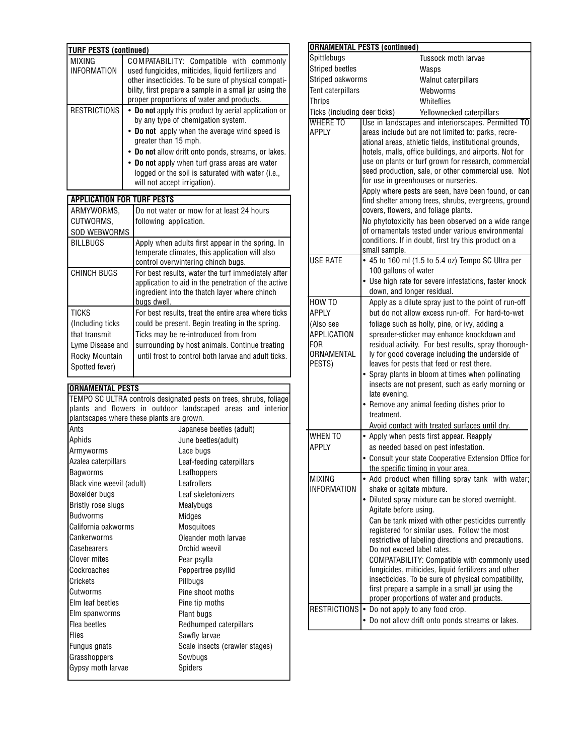| TURF PESTS (continued) | |
|---|---|
| MIXING INFORMATION | COMPATABILITY: Compatible with commonly used fungicides, miticides, liquid fertilizers and other insecticides. To be sure of physical compatibility, first prepare a sample in a small jar using the proper proportions of water and products. |
| RESTRICTIONS | • **Do not** apply this product by aerial application or by any type of chemigation system.<br>• **Do not** apply when the average wind speed is greater than 15 mph.<br>• **Do not** allow drift onto ponds, streams, or lakes.<br>• **Do not** apply when turf grass areas are water logged or the soil is saturated with water (i.e., will not accept irrigation). |

| APPLICATION FOR TURF PESTS | |
|---|---|
| ARMYWORMS, CUTWORMS, SOD WEBWORMS | Do not water or mow for at least 24 hours following application. |
| BILLBUGS | Apply when adults first appear in the spring. In temperate climates, this application will also control overwintering chinch bugs. |
| CHINCH BUGS | For best results, water the turf immediately after application to aid in the penetration of the active ingredient into the thatch layer where chinch bugs dwell. |
| TICKS (Including ticks that transmit Lyme Disease and Rocky Mountain Spotted fever) | For best results, treat the entire area where ticks could be present. Begin treating in the spring. Ticks may be re-introduced from from surrounding by host animals. Continue treating until frost to control both larvae and adult ticks. |

**ORNAMENTAL PESTS**

TEMPO SC ULTRA controls designated pests on trees, shrubs, foliage plants and flowers in outdoor landscaped areas and interior plantscapes where these plants are grown.

| | |
|---|---|
| Ants | Japanese beetles (adult) |
| Aphids | June beetles(adult) |
| Armyworms | Lace bugs |
| Azalea caterpillars | Leaf-feeding caterpillars |
| Bagworms | Leafhoppers |
| Black vine weevil (adult) | Leafrollers |
| Boxelder bugs | Leaf skeletonizers |
| Bristly rose slugs | Mealybugs |
| Budworms | Midges |
| California oakworms | Mosquitoes |
| Cankerworms | Oleander moth larvae |
| Casebearers | Orchid weevil |
| Clover mites | Pear psylla |
| Cockroaches | Peppertree psyllid |
| Crickets | Pillbugs |
| Cutworms | Pine shoot moths |
| Elm leaf beetles | Pine tip moths |
| Elm spanworms | Plant bugs |
| Flea beetles | Redhumped caterpillars |
| Flies | Sawfly larvae |
| Fungus gnats | Scale insects (crawler stages) |
| Grasshoppers | Sowbugs |
| Gypsy moth larvae | Spiders |

**ORNAMENTAL PESTS (continued)**

| | |
|---|---|
| Spittlebugs | Tussock moth larvae |
| Striped beetles | Wasps |
| Striped oakworms | Walnut caterpillars |
| Tent caterpillars | Webworms |
| Thrips | Whiteflies |
| Ticks (including deer ticks) | Yellownecked caterpillars |

| | |
|---|---|
| WHERE TO APPLY | Use in landscapes and interiorscapes. Permitted TO areas include but are not limited to: parks, recreational areas, athletic fields, institutional grounds, hotels, malls, office buildings, and airports. Not for use on plants or turf grown for research, commercial seed production, sale, or other commercial use. Not for use in greenhouses or nurseries.<br>Apply where pests are seen, have been found, or can find shelter among trees, shrubs, evergreens, ground covers, flowers, and foliage plants.<br>No phytotoxicity has been observed on a wide range of ornamentals tested under various environmental conditions. If in doubt, first try this product on a small sample. |
| USE RATE | • 45 to 160 ml (1.5 to 5.4 oz) Tempo SC Ultra per 100 gallons of water<br>• Use high rate for severe infestations, faster knock down, and longer residual. |
| HOW TO APPLY (Also see APPLICATION FOR ORNAMENTAL PESTS) | Apply as a dilute spray just to the point of run-off but do not allow excess run-off. For hard-to-wet foliage such as holly, pine, or ivy, adding a spreader-sticker may enhance knockdown and residual activity. For best results, spray thoroughly for good coverage including the underside of leaves for pests that feed or rest there.<br>• Spray plants in bloom at times when pollinating insects are not present, such as early morning or late evening.<br>• Remove any animal feeding dishes prior to treatment.<br>Avoid contact with treated surfaces until dry. |
| WHEN TO APPLY | • Apply when pests first appear. Reapply as needed based on pest infestation.<br>• Consult your state Cooperative Extension Office for the specific timing in your area. |
| MIXING INFORMATION | • Add product when filling spray tank with water; shake or agitate mixture.<br>• Diluted spray mixture can be stored overnight. Agitate before using.<br>Can be tank mixed with other pesticides currently registered for similar uses. Follow the most restrictive of labeling directions and precautions. Do not exceed label rates.<br>COMPATABILITY: Compatible with commonly used fungicides, miticides, liquid fertilizers and other insecticides. To be sure of physical compatibility, first prepare a sample in a small jar using the proper proportions of water and products. |
| RESTRICTIONS | • Do not apply to any food crop.<br>• Do not allow drift onto ponds streams or lakes. |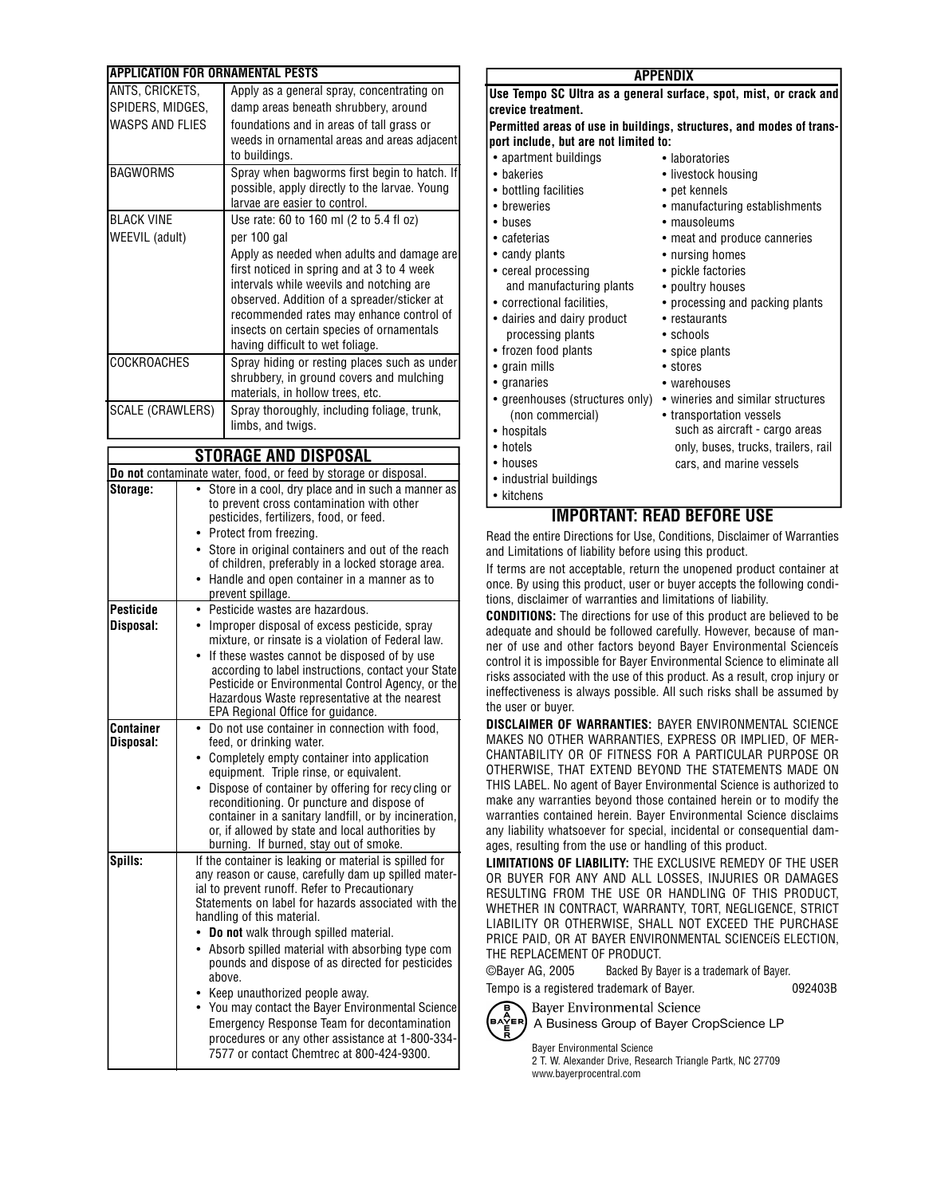| APPLICATION FOR ORNAMENTAL PESTS | |
|---|---|
| ANTS, CRICKETS, SPIDERS, MIDGES, WASPS AND FLIES | Apply as a general spray, concentrating on damp areas beneath shrubbery, around foundations and in areas of tall grass or weeds in ornamental areas and areas adjacent to buildings. |
| BAGWORMS | Spray when bagworms first begin to hatch. If possible, apply directly to the larvae. Young larvae are easier to control. |
| BLACK VINE WEEVIL (adult) | Use rate: 60 to 160 ml (2 to 5.4 fl oz) per 100 gal<br>Apply as needed when adults and damage are first noticed in spring and at 3 to 4 week intervals while weevils and notching are observed. Addition of a spreader/sticker at recommended rates may enhance control of insects on certain species of ornamentals having difficult to wet foliage. |
| COCKROACHES | Spray hiding or resting places such as under shrubbery, in ground covers and mulching materials, in hollow trees, etc. |
| SCALE (CRAWLERS) | Spray thoroughly, including foliage, trunk, limbs, and twigs. |

## STORAGE AND DISPOSAL

**Do not** contaminate water, food, or feed by storage or disposal.

| | |
|---|---|
| **Storage:** | • Store in a cool, dry place and in such a manner as to prevent cross contamination with other pesticides, fertilizers, food, or feed.<br>• Protect from freezing.<br>• Store in original containers and out of the reach of children, preferably in a locked storage area.<br>• Handle and open container in a manner as to prevent spillage. |
| **Pesticide Disposal:** | • Pesticide wastes are hazardous.<br>• Improper disposal of excess pesticide, spray mixture, or rinsate is a violation of Federal law.<br>• If these wastes cannot be disposed of by use according to label instructions, contact your State Pesticide or Environmental Control Agency, or the Hazardous Waste representative at the nearest EPA Regional Office for guidance. |
| **Container Disposal:** | • Do not use container in connection with food, feed, or drinking water.<br>• Completely empty container into application equipment. Triple rinse, or equivalent.<br>• Dispose of container by offering for recycling or reconditioning. Or puncture and dispose of container in a sanitary landfill, or by incineration, or, if allowed by state and local authorities by burning. If burned, stay out of smoke. |
| **Spills:** | If the container is leaking or material is spilled for any reason or cause, carefully dam up spilled material to prevent runoff. Refer to Precautionary Statements on label for hazards associated with the handling of this material.<br>• **Do not** walk through spilled material.<br>• Absorb spilled material with absorbing type compounds and dispose of as directed for pesticides above.<br>• Keep unauthorized people away.<br>• You may contact the Bayer Environmental Science Emergency Response Team for decontamination procedures or any other assistance at 1-800-334-7577 or contact Chemtrec at 800-424-9300. |

## APPENDIX

**Use Tempo SC Ultra as a general surface, spot, mist, or crack and crevice treatment.**

**Permitted areas of use in buildings, structures, and modes of transport include, but are not limited to:**

- apartment buildings
- bakeries
- bottling facilities
- breweries
- buses
- cafeterias
- candy plants
- cereal processing and manufacturing plants
- correctional facilities,
- dairies and dairy product processing plants
- frozen food plants
- grain mills
- granaries
- greenhouses (structures only) (non commercial)
- hospitals
- hotels
- houses
- industrial buildings
- kitchens
- laboratories
- livestock housing
- pet kennels
- manufacturing establishments
- mausoleums
- meat and produce canneries
- nursing homes
- pickle factories
- poultry houses
- processing and packing plants
- restaurants
- schools
- spice plants
- stores
- warehouses
- wineries and similar structures
- transportation vessels such as aircraft - cargo areas only, buses, trucks, trailers, rail cars, and marine vessels

## IMPORTANT: READ BEFORE USE

Read the entire Directions for Use, Conditions, Disclaimer of Warranties and Limitations of liability before using this product.

If terms are not acceptable, return the unopened product container at once. By using this product, user or buyer accepts the following conditions, disclaimer of warranties and limitations of liability.

**CONDITIONS:** The directions for use of this product are believed to be adequate and should be followed carefully. However, because of manner of use and other factors beyond Bayer Environmental Scienceís control it is impossible for Bayer Environmental Science to eliminate all risks associated with the use of this product. As a result, crop injury or ineffectiveness is always possible. All such risks shall be assumed by the user or buyer.

**DISCLAIMER OF WARRANTIES:** BAYER ENVIRONMENTAL SCIENCE MAKES NO OTHER WARRANTIES, EXPRESS OR IMPLIED, OF MERCHANTABILITY OR OF FITNESS FOR A PARTICULAR PURPOSE OR OTHERWISE, THAT EXTEND BEYOND THE STATEMENTS MADE ON THIS LABEL. No agent of Bayer Environmental Science is authorized to make any warranties beyond those contained herein or to modify the warranties contained herein. Bayer Environmental Science disclaims any liability whatsoever for special, incidental or consequential damages, resulting from the use or handling of this product.

**LIMITATIONS OF LIABILITY:** THE EXCLUSIVE REMEDY OF THE USER OR BUYER FOR ANY AND ALL LOSSES, INJURIES OR DAMAGES RESULTING FROM THE USE OR HANDLING OF THIS PRODUCT, WHETHER IN CONTRACT, WARRANTY, TORT, NEGLIGENCE, STRICT LIABILITY OR OTHERWISE, SHALL NOT EXCEED THE PURCHASE PRICE PAID, OR AT BAYER ENVIRONMENTAL SCIENCEíS ELECTION, THE REPLACEMENT OF PRODUCT.

©Bayer AG, 2005 Backed By Bayer is a trademark of Bayer.

Tempo is a registered trademark of Bayer. 092403B

Bayer Environmental Science
A Business Group of Bayer CropScience LP

Bayer Environmental Science
2 T. W. Alexander Drive, Research Triangle Partk, NC 27709
www.bayerprocentral.com